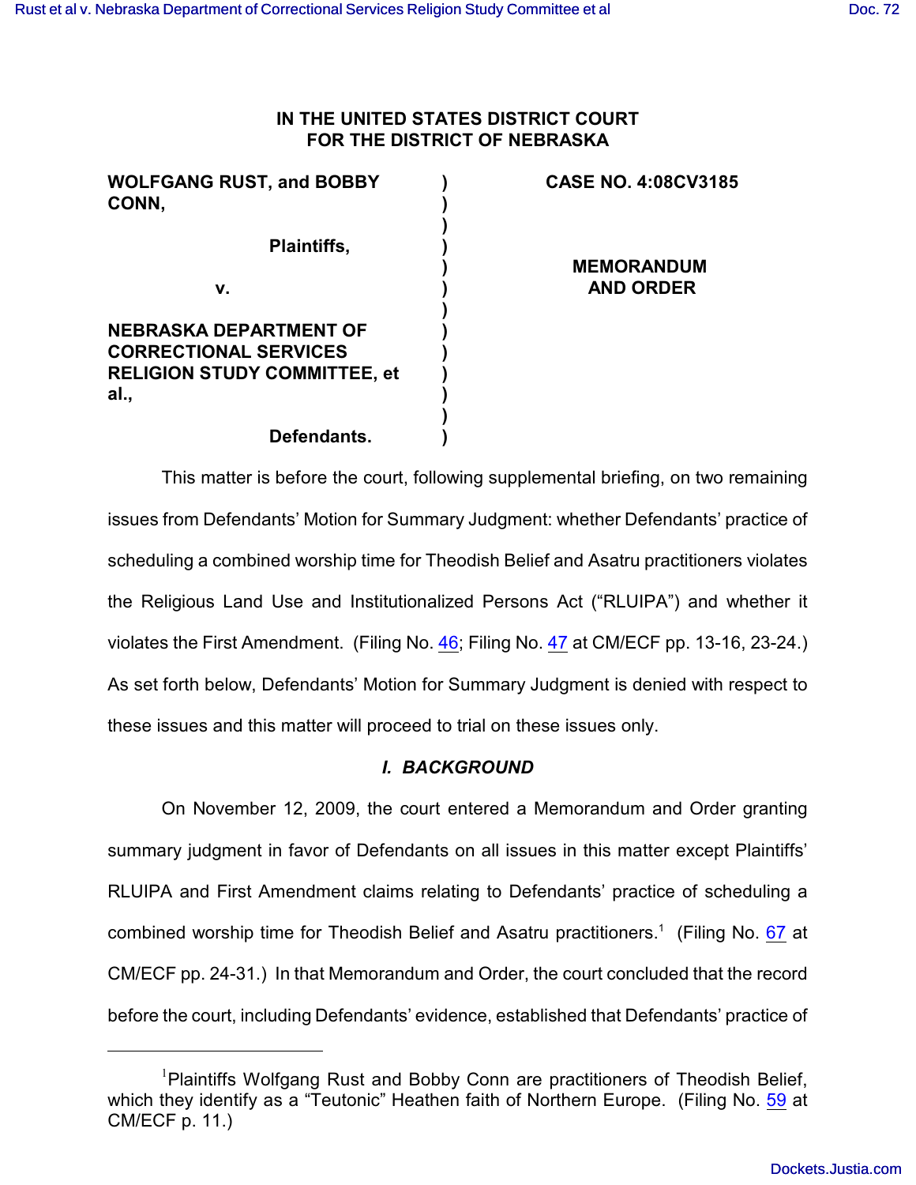# IN THE UNITED STATES DISTRICT COURT FOR THE DISTRICT OF NEBRASKA

| | | |
|---|---|---|
| **WOLFGANG RUST, and BOBBY CONN,** <br><br> **Plaintiffs,** <br><br> **v.** <br><br> **NEBRASKA DEPARTMENT OF CORRECTIONAL SERVICES RELIGION STUDY COMMITTEE, et al.,** <br><br> **Defendants.** | ) | **CASE NO. 4:08CV3185** <br><br> **MEMORANDUM AND ORDER** |

This matter is before the court, following supplemental briefing, on two remaining issues from Defendants' Motion for Summary Judgment: whether Defendants' practice of scheduling a combined worship time for Theodish Belief and Asatru practitioners violates the Religious Land Use and Institutionalized Persons Act ("RLUIPA") and whether it violates the First Amendment. (Filing No. 46; Filing No. 47 at CM/ECF pp. 13-16, 23-24.) As set forth below, Defendants' Motion for Summary Judgment is denied with respect to these issues and this matter will proceed to trial on these issues only.

## *I. BACKGROUND*

On November 12, 2009, the court entered a Memorandum and Order granting summary judgment in favor of Defendants on all issues in this matter except Plaintiffs' RLUIPA and First Amendment claims relating to Defendants' practice of scheduling a combined worship time for Theodish Belief and Asatru practitioners.[1] (Filing No. 67 at CM/ECF pp. 24-31.) In that Memorandum and Order, the court concluded that the record before the court, including Defendants' evidence, established that Defendants' practice of

[1] Plaintiffs Wolfgang Rust and Bobby Conn are practitioners of Theodish Belief, which they identify as a "Teutonic" Heathen faith of Northern Europe. (Filing No. 59 at CM/ECF p. 11.)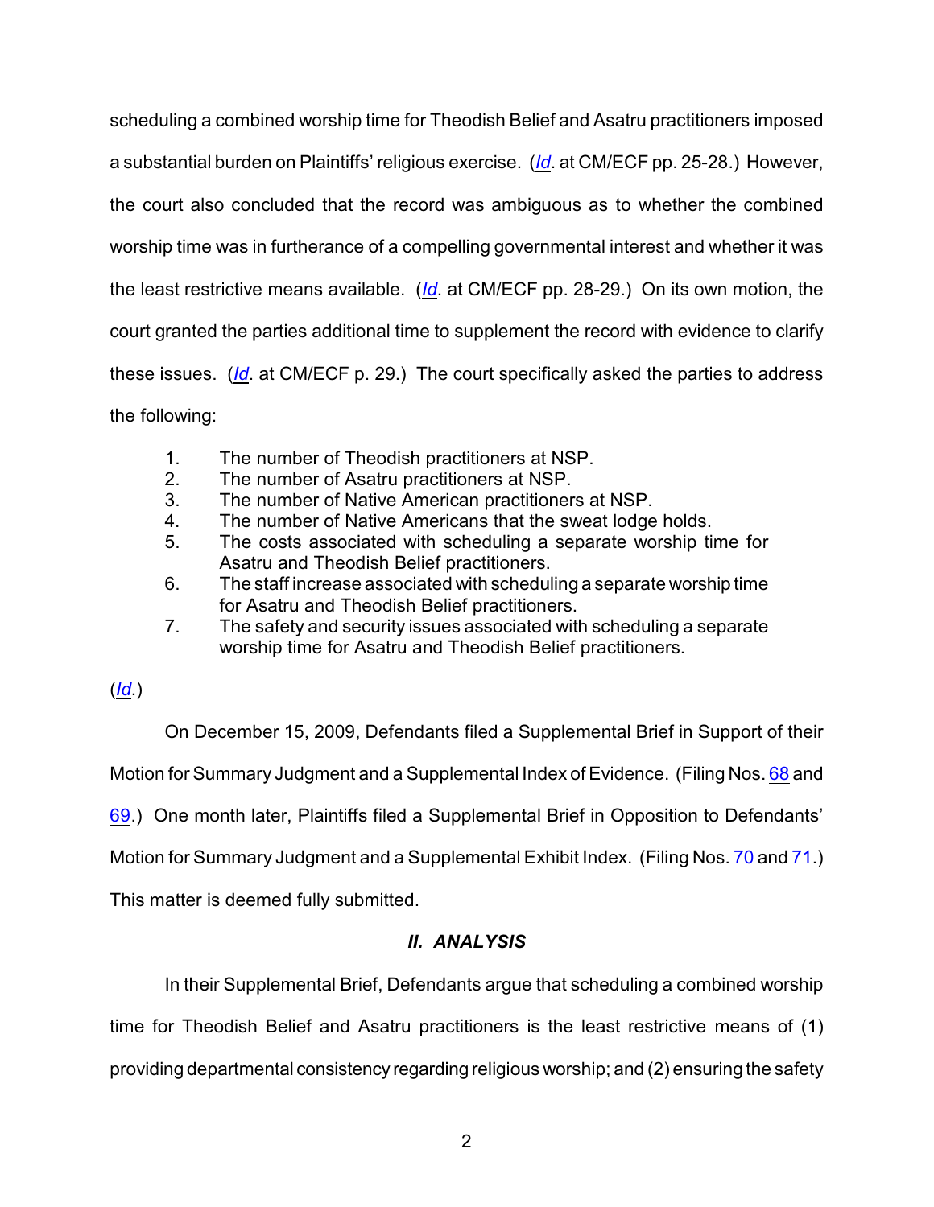scheduling a combined worship time for Theodish Belief and Asatru practitioners imposed a substantial burden on Plaintiffs' religious exercise. (*Id*. at CM/ECF pp. 25-28.) However, the court also concluded that the record was ambiguous as to whether the combined worship time was in furtherance of a compelling governmental interest and whether it was the least restrictive means available. (*Id*. at CM/ECF pp. 28-29.) On its own motion, the court granted the parties additional time to supplement the record with evidence to clarify these issues. (*Id*. at CM/ECF p. 29.) The court specifically asked the parties to address the following:

1. The number of Theodish practitioners at NSP.
2. The number of Asatru practitioners at NSP.
3. The number of Native American practitioners at NSP.
4. The number of Native Americans that the sweat lodge holds.
5. The costs associated with scheduling a separate worship time for Asatru and Theodish Belief practitioners.
6. The staff increase associated with scheduling a separate worship time for Asatru and Theodish Belief practitioners.
7. The safety and security issues associated with scheduling a separate worship time for Asatru and Theodish Belief practitioners.

(*Id*.)

On December 15, 2009, Defendants filed a Supplemental Brief in Support of their Motion for Summary Judgment and a Supplemental Index of Evidence. (Filing Nos. 68 and 69.) One month later, Plaintiffs filed a Supplemental Brief in Opposition to Defendants' Motion for Summary Judgment and a Supplemental Exhibit Index. (Filing Nos. 70 and 71.) This matter is deemed fully submitted.

## *II. ANALYSIS*

In their Supplemental Brief, Defendants argue that scheduling a combined worship time for Theodish Belief and Asatru practitioners is the least restrictive means of (1) providing departmental consistency regarding religious worship; and (2) ensuring the safety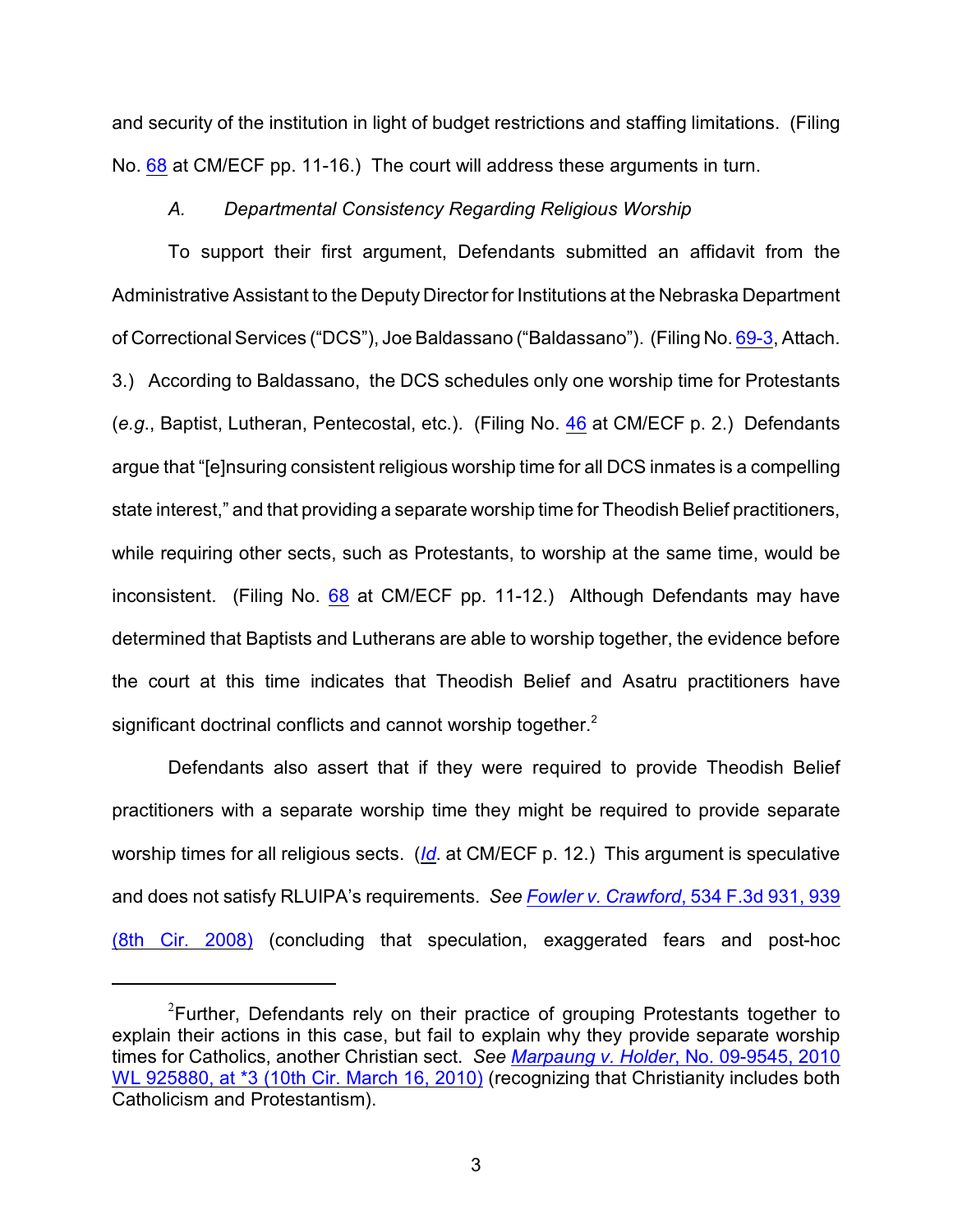and security of the institution in light of budget restrictions and staffing limitations. (Filing No. 68 at CM/ECF pp. 11-16.) The court will address these arguments in turn.

*A. Departmental Consistency Regarding Religious Worship*

To support their first argument, Defendants submitted an affidavit from the Administrative Assistant to the Deputy Director for Institutions at the Nebraska Department of Correctional Services ("DCS"), Joe Baldassano ("Baldassano"). (Filing No. 69-3, Attach. 3.) According to Baldassano, the DCS schedules only one worship time for Protestants (*e.g.*, Baptist, Lutheran, Pentecostal, etc.). (Filing No. 46 at CM/ECF p. 2.) Defendants argue that "[e]nsuring consistent religious worship time for all DCS inmates is a compelling state interest," and that providing a separate worship time for Theodish Belief practitioners, while requiring other sects, such as Protestants, to worship at the same time, would be inconsistent. (Filing No. 68 at CM/ECF pp. 11-12.) Although Defendants may have determined that Baptists and Lutherans are able to worship together, the evidence before the court at this time indicates that Theodish Belief and Asatru practitioners have significant doctrinal conflicts and cannot worship together.[2]

Defendants also assert that if they were required to provide Theodish Belief practitioners with a separate worship time they might be required to provide separate worship times for all religious sects. (*Id*. at CM/ECF p. 12.) This argument is speculative and does not satisfy RLUIPA's requirements. *See* *Fowler v. Crawford*, 534 F.3d 931, 939 (8th Cir. 2008) (concluding that speculation, exaggerated fears and post-hoc

---

[2]Further, Defendants rely on their practice of grouping Protestants together to explain their actions in this case, but fail to explain why they provide separate worship times for Catholics, another Christian sect. *See* *Marpaung v. Holder*, No. 09-9545, 2010 WL 925880, at *3 (10th Cir. March 16, 2010) (recognizing that Christianity includes both Catholicism and Protestantism).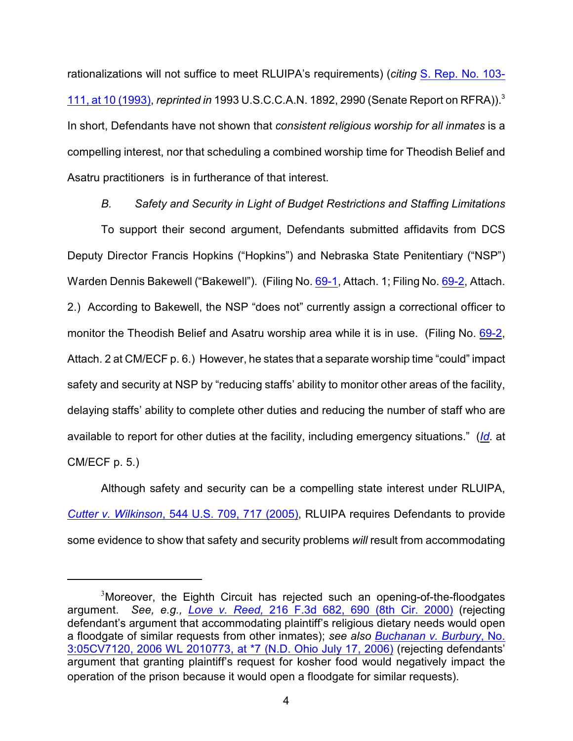rationalizations will not suffice to meet RLUIPA's requirements) (*citing* S. Rep. No. 103-111, at 10 (1993), *reprinted in* 1993 U.S.C.C.A.N. 1892, 2990 (Senate Report on RFRA)).[3] In short, Defendants have not shown that *consistent religious worship for all inmates* is a compelling interest, nor that scheduling a combined worship time for Theodish Belief and Asatru practitioners is in furtherance of that interest.

*B. Safety and Security in Light of Budget Restrictions and Staffing Limitations*

To support their second argument, Defendants submitted affidavits from DCS Deputy Director Francis Hopkins ("Hopkins") and Nebraska State Penitentiary ("NSP") Warden Dennis Bakewell ("Bakewell"). (Filing No. 69-1, Attach. 1; Filing No. 69-2, Attach. 2.) According to Bakewell, the NSP "does not" currently assign a correctional officer to monitor the Theodish Belief and Asatru worship area while it is in use. (Filing No. 69-2, Attach. 2 at CM/ECF p. 6.) However, he states that a separate worship time "could" impact safety and security at NSP by "reducing staffs' ability to monitor other areas of the facility, delaying staffs' ability to complete other duties and reducing the number of staff who are available to report for other duties at the facility, including emergency situations." (*Id.* at CM/ECF p. 5.)

Although safety and security can be a compelling state interest under RLUIPA, *Cutter v. Wilkinson*, 544 U.S. 709, 717 (2005), RLUIPA requires Defendants to provide some evidence to show that safety and security problems *will* result from accommodating

[3] Moreover, the Eighth Circuit has rejected such an opening-of-the-floodgates argument. *See, e.g., Love v. Reed,* 216 F.3d 682, 690 (8th Cir. 2000) (rejecting defendant's argument that accommodating plaintiff's religious dietary needs would open a floodgate of similar requests from other inmates); *see also Buchanan v. Burbury*, No. 3:05CV7120, 2006 WL 2010773, at *7 (N.D. Ohio July 17, 2006) (rejecting defendants' argument that granting plaintiff's request for kosher food would negatively impact the operation of the prison because it would open a floodgate for similar requests).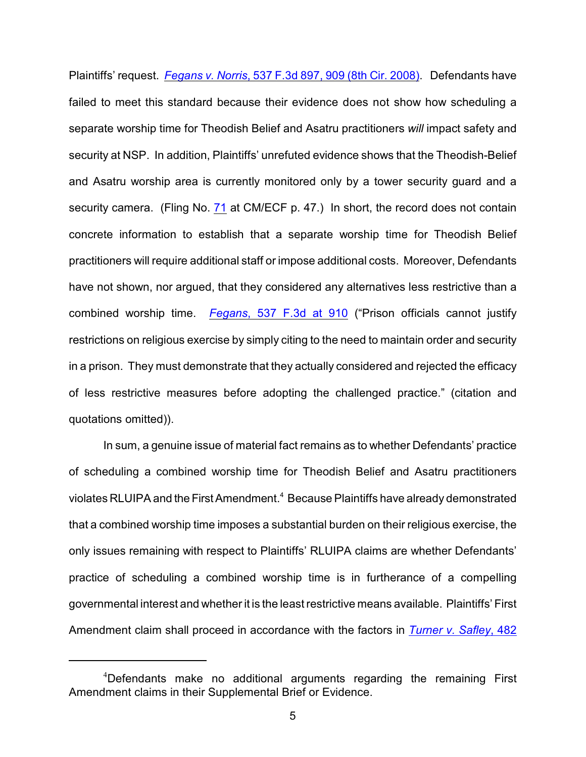Plaintiffs' request. *Fegans v. Norris*, 537 F.3d 897, 909 (8th Cir. 2008). Defendants have failed to meet this standard because their evidence does not show how scheduling a separate worship time for Theodish Belief and Asatru practitioners *will* impact safety and security at NSP. In addition, Plaintiffs' unrefuted evidence shows that the Theodish-Belief and Asatru worship area is currently monitored only by a tower security guard and a security camera. (Fling No. 71 at CM/ECF p. 47.) In short, the record does not contain concrete information to establish that a separate worship time for Theodish Belief practitioners will require additional staff or impose additional costs. Moreover, Defendants have not shown, nor argued, that they considered any alternatives less restrictive than a combined worship time. *Fegans*, 537 F.3d at 910 ("Prison officials cannot justify restrictions on religious exercise by simply citing to the need to maintain order and security in a prison. They must demonstrate that they actually considered and rejected the efficacy of less restrictive measures before adopting the challenged practice." (citation and quotations omitted)).

In sum, a genuine issue of material fact remains as to whether Defendants' practice of scheduling a combined worship time for Theodish Belief and Asatru practitioners violates RLUIPA and the First Amendment.[4] Because Plaintiffs have already demonstrated that a combined worship time imposes a substantial burden on their religious exercise, the only issues remaining with respect to Plaintiffs' RLUIPA claims are whether Defendants' practice of scheduling a combined worship time is in furtherance of a compelling governmental interest and whether it is the least restrictive means available. Plaintiffs' First Amendment claim shall proceed in accordance with the factors in *Turner v. Safley*, 482

---

[4]Defendants make no additional arguments regarding the remaining First Amendment claims in their Supplemental Brief or Evidence.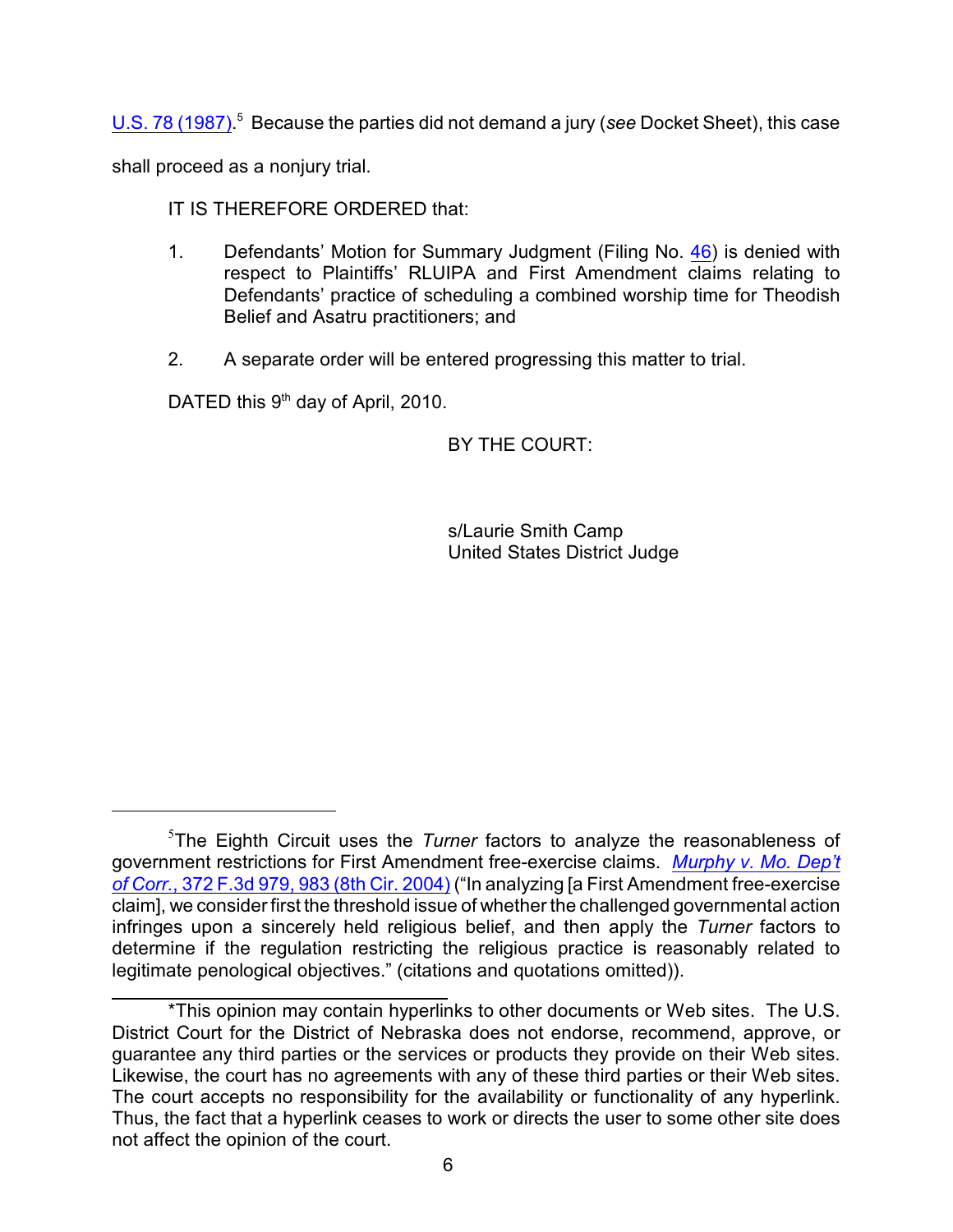U.S. 78 (1987).[5] Because the parties did not demand a jury (*see* Docket Sheet), this case shall proceed as a nonjury trial.

IT IS THEREFORE ORDERED that:

1. Defendants' Motion for Summary Judgment (Filing No. 46) is denied with respect to Plaintiffs' RLUIPA and First Amendment claims relating to Defendants' practice of scheduling a combined worship time for Theodish Belief and Asatru practitioners; and

2. A separate order will be entered progressing this matter to trial.

DATED this 9th day of April, 2010.

BY THE COURT:

s/Laurie Smith Camp
United States District Judge

---

[5]The Eighth Circuit uses the *Turner* factors to analyze the reasonableness of government restrictions for First Amendment free-exercise claims. *Murphy v. Mo. Dep't of Corr.*, 372 F.3d 979, 983 (8th Cir. 2004) ("In analyzing [a First Amendment free-exercise claim], we consider first the threshold issue of whether the challenged governmental action infringes upon a sincerely held religious belief, and then apply the *Turner* factors to determine if the regulation restricting the religious practice is reasonably related to legitimate penological objectives." (citations and quotations omitted)).

---

*This opinion may contain hyperlinks to other documents or Web sites. The U.S. District Court for the District of Nebraska does not endorse, recommend, approve, or guarantee any third parties or the services or products they provide on their Web sites. Likewise, the court has no agreements with any of these third parties or their Web sites. The court accepts no responsibility for the availability or functionality of any hyperlink. Thus, the fact that a hyperlink ceases to work or directs the user to some other site does not affect the opinion of the court.